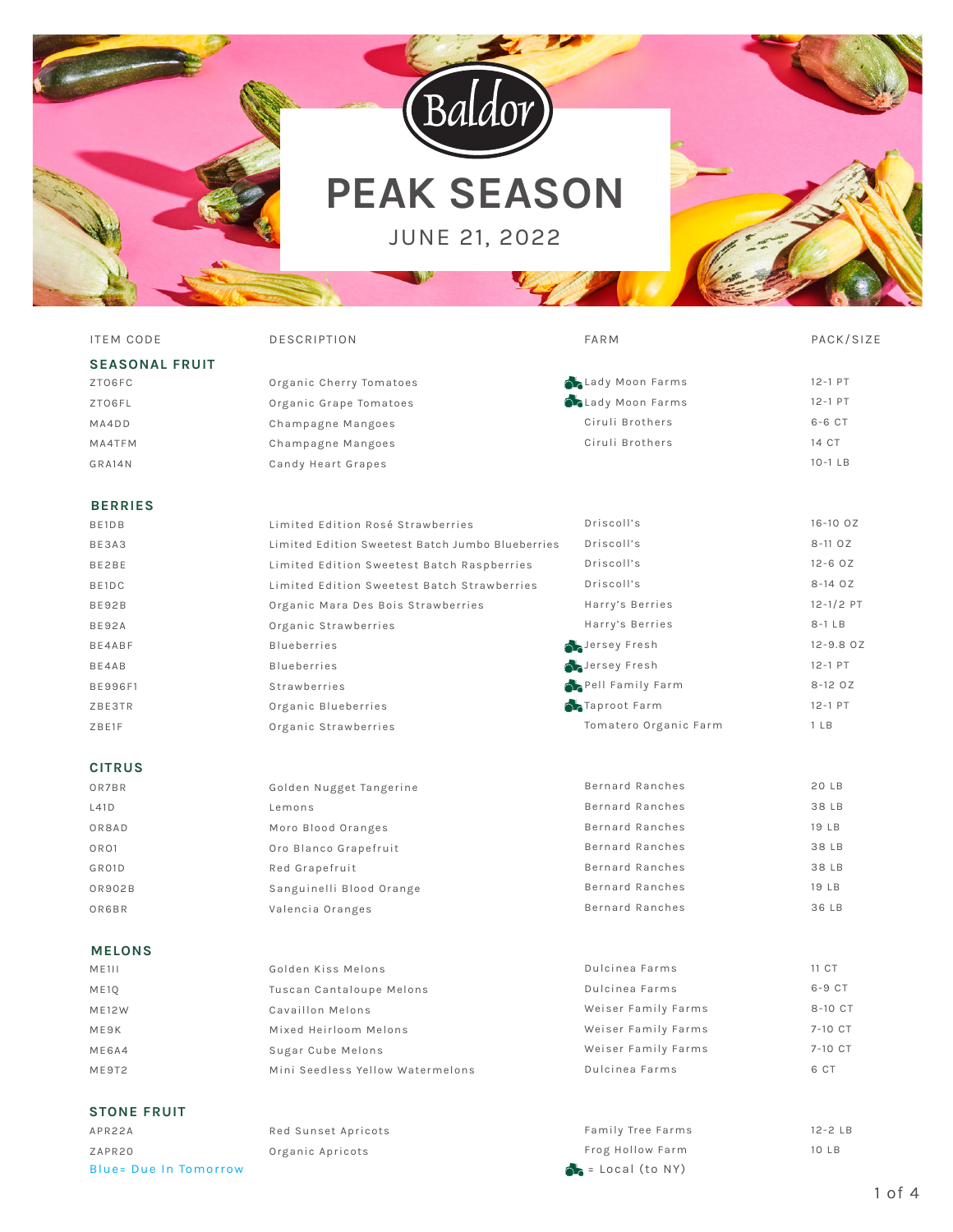Baldor

# PEAK SEASON

JUNE 21, 2022

| ITEM CODE | DESCRIPTION | FARM | PACK/SIZE |
|---|---|---|---|
| **SEASONAL FRUIT** | | | |
| ZTO6FC | Organic Cherry Tomatoes | Lady Moon Farms | 12-1 PT |
| ZTO6FL | Organic Grape Tomatoes | Lady Moon Farms | 12-1 PT |
| MA4DD | Champagne Mangoes | Ciruli Brothers | 6-6 CT |
| MA4TFM | Champagne Mangoes | Ciruli Brothers | 14 CT |
| GRA14N | Candy Heart Grapes | | 10-1 LB |
| **BERRIES** | | | |
| BE1DB | Limited Edition Rosé Strawberries | Driscoll's | 16-10 OZ |
| BE3A3 | Limited Edition Sweetest Batch Jumbo Blueberries | Driscoll's | 8-11 OZ |
| BE2BE | Limited Edition Sweetest Batch Raspberries | Driscoll's | 12-6 OZ |
| BE1DC | Limited Edition Sweetest Batch Strawberries | Driscoll's | 8-14 OZ |
| BE92B | Organic Mara Des Bois Strawberries | Harry's Berries | 12-1/2 PT |
| BE92A | Organic Strawberries | Harry's Berries | 8-1 LB |
| BE4ABF | Blueberries | Jersey Fresh | 12-9.8 OZ |
| BE4AB | Blueberries | Jersey Fresh | 12-1 PT |
| BE996F1 | Strawberries | Pell Family Farm | 8-12 OZ |
| ZBE3TR | Organic Blueberries | Taproot Farm | 12-1 PT |
| ZBE1F | Organic Strawberries | Tomatero Organic Farm | 1 LB |
| **CITRUS** | | | |
| OR7BR | Golden Nugget Tangerine | Bernard Ranches | 20 LB |
| L41D | Lemons | Bernard Ranches | 38 LB |
| OR8AD | Moro Blood Oranges | Bernard Ranches | 19 LB |
| ORO1 | Oro Blanco Grapefruit | Bernard Ranches | 38 LB |
| GR01D | Red Grapefruit | Bernard Ranches | 38 LB |
| OR902B | Sanguinelli Blood Orange | Bernard Ranches | 19 LB |
| OR6BR | Valencia Oranges | Bernard Ranches | 36 LB |
| **MELONS** | | | |
| ME1II | Golden Kiss Melons | Dulcinea Farms | 11 CT |
| ME1Q | Tuscan Cantaloupe Melons | Dulcinea Farms | 6-9 CT |
| ME12W | Cavaillon Melons | Weiser Family Farms | 8-10 CT |
| ME9K | Mixed Heirloom Melons | Weiser Family Farms | 7-10 CT |
| ME6A4 | Sugar Cube Melons | Weiser Family Farms | 7-10 CT |
| ME9T2 | Mini Seedless Yellow Watermelons | Dulcinea Farms | 6 CT |
| **STONE FRUIT** | | | |
| APR22A | Red Sunset Apricots | Family Tree Farms | 12-2 LB |
| ZAPR20 | Organic Apricots | Frog Hollow Farm | 10 LB |

Blue= Due In Tomorrow

(tractor icon) = Local (to NY)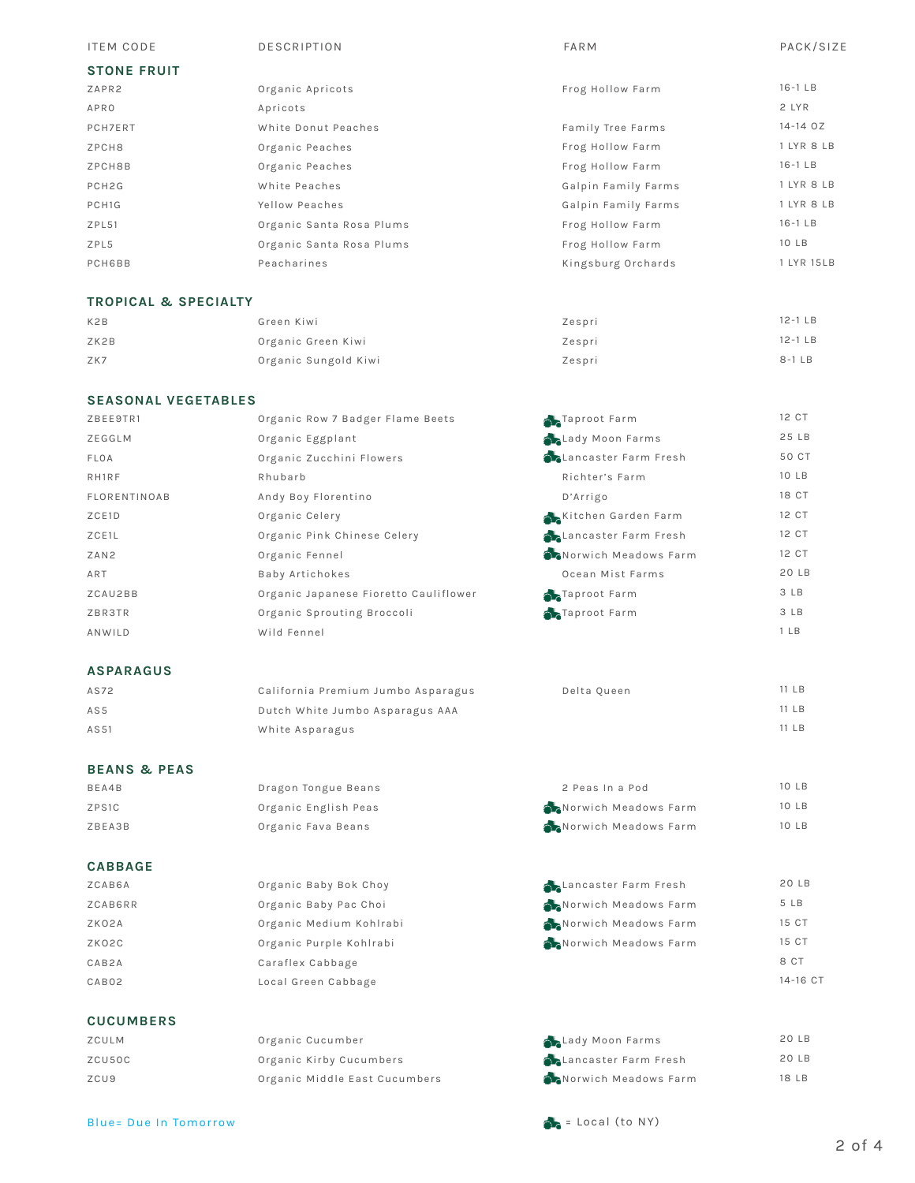| ITEM CODE | DESCRIPTION | FARM | PACK/SIZE |
|---|---|---|---|
| **STONE FRUIT** | | | |
| ZAPR2 | Organic Apricots | Frog Hollow Farm | 16-1 LB |
| APRO | Apricots | | 2 LYR |
| PCH7ERT | White Donut Peaches | Family Tree Farms | 14-14 OZ |
| ZPCH8 | Organic Peaches | Frog Hollow Farm | 1 LYR 8 LB |
| ZPCH8B | Organic Peaches | Frog Hollow Farm | 16-1 LB |
| PCH2G | White Peaches | Galpin Family Farms | 1 LYR 8 LB |
| PCH1G | Yellow Peaches | Galpin Family Farms | 1 LYR 8 LB |
| ZPL51 | Organic Santa Rosa Plums | Frog Hollow Farm | 16-1 LB |
| ZPL5 | Organic Santa Rosa Plums | Frog Hollow Farm | 10 LB |
| PCH6BB | Peacharines | Kingsburg Orchards | 1 LYR 15LB |
| **TROPICAL & SPECIALTY** | | | |
| K2B | Green Kiwi | Zespri | 12-1 LB |
| ZK2B | Organic Green Kiwi | Zespri | 12-1 LB |
| ZK7 | Organic Sungold Kiwi | Zespri | 8-1 LB |
| **SEASONAL VEGETABLES** | | | |
| ZBEE9TR1 | Organic Row 7 Badger Flame Beets | Taproot Farm (Local) | 12 CT |
| ZEGGLM | Organic Eggplant | Lady Moon Farms (Local) | 25 LB |
| FLOA | Organic Zucchini Flowers | Lancaster Farm Fresh (Local) | 50 CT |
| RH1RF | Rhubarb | Richter's Farm | 10 LB |
| FLORENTINOAB | Andy Boy Florentino | D'Arrigo | 18 CT |
| ZCE1D | Organic Celery | Kitchen Garden Farm (Local) | 12 CT |
| ZCE1L | Organic Pink Chinese Celery | Lancaster Farm Fresh (Local) | 12 CT |
| ZAN2 | Organic Fennel | Norwich Meadows Farm (Local) | 12 CT |
| ART | Baby Artichokes | Ocean Mist Farms | 20 LB |
| ZCAU2BB | Organic Japanese Fioretto Cauliflower | Taproot Farm (Local) | 3 LB |
| ZBR3TR | Organic Sprouting Broccoli | Taproot Farm (Local) | 3 LB |
| ANWILD | Wild Fennel | | 1 LB |
| **ASPARAGUS** | | | |
| AS72 | California Premium Jumbo Asparagus | Delta Queen | 11 LB |
| AS5 | Dutch White Jumbo Asparagus AAA | | 11 LB |
| AS51 | White Asparagus | | 11 LB |
| **BEANS & PEAS** | | | |
| BEA4B | Dragon Tongue Beans | 2 Peas In a Pod | 10 LB |
| ZPS1C | Organic English Peas | Norwich Meadows Farm (Local) | 10 LB |
| ZBEA3B | Organic Fava Beans | Norwich Meadows Farm (Local) | 10 LB |
| **CABBAGE** | | | |
| ZCAB6A | Organic Baby Bok Choy | Lancaster Farm Fresh (Local) | 20 LB |
| ZCAB6RR | Organic Baby Pac Choi | Norwich Meadows Farm (Local) | 5 LB |
| ZKO2A | Organic Medium Kohlrabi | Norwich Meadows Farm (Local) | 15 CT |
| ZKO2C | Organic Purple Kohlrabi | Norwich Meadows Farm (Local) | 15 CT |
| CAB2A | Caraflex Cabbage | | 8 CT |
| CABO2 | Local Green Cabbage | | 14-16 CT |
| **CUCUMBERS** | | | |
| ZCULM | Organic Cucumber | Lady Moon Farms (Local) | 20 LB |
| ZCU50C | Organic Kirby Cucumbers | Lancaster Farm Fresh (Local) | 20 LB |
| ZCU9 | Organic Middle East Cucumbers | Norwich Meadows Farm (Local) | 18 LB |

Blue= Due In Tomorrow

(Local) = Local (to NY)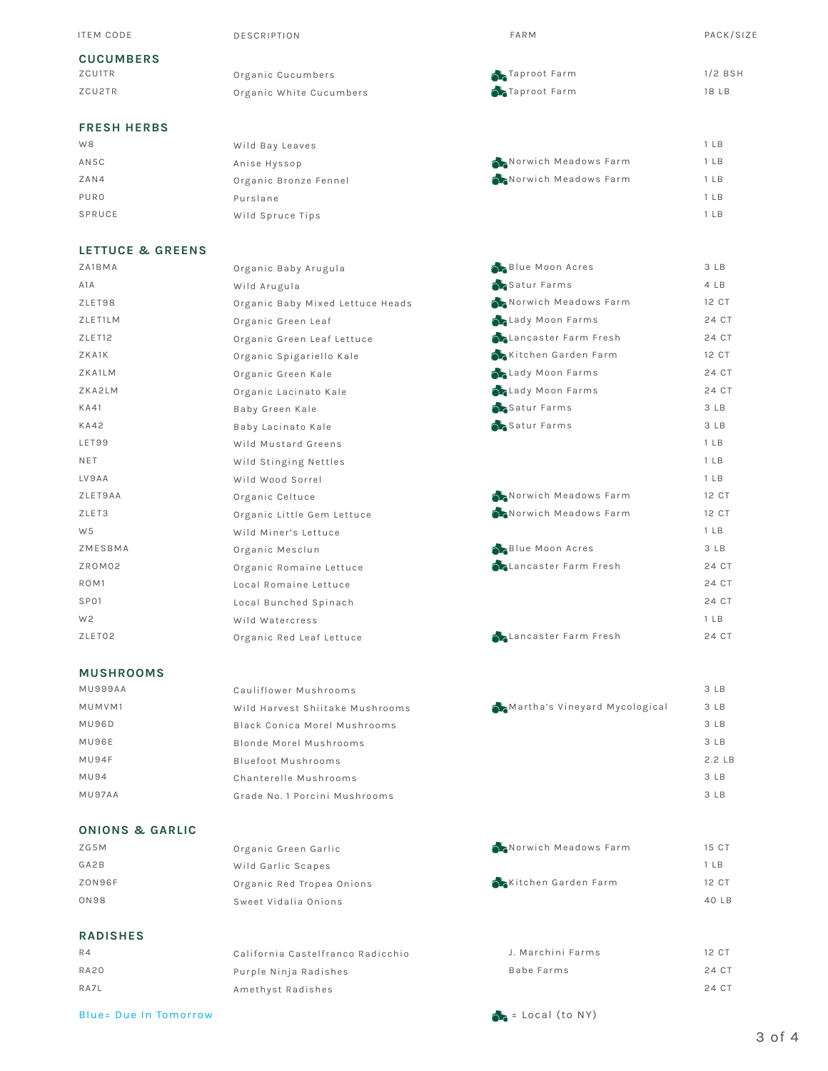| ITEM CODE | DESCRIPTION | FARM | PACK/SIZE |
| --- | --- | --- | --- |
| **CUCUMBERS** | | | |
| ZCU1TR | Organic Cucumbers | Taproot Farm | 1/2 BSH |
| ZCU2TR | Organic White Cucumbers | Taproot Farm | 18 LB |
| **FRESH HERBS** | | | |
| W8 | Wild Bay Leaves | | 1 LB |
| AN5C | Anise Hyssop | Norwich Meadows Farm | 1 LB |
| ZAN4 | Organic Bronze Fennel | Norwich Meadows Farm | 1 LB |
| PURO | Purslane | | 1 LB |
| SPRUCE | Wild Spruce Tips | | 1 LB |
| **LETTUCE & GREENS** | | | |
| ZA1BMA | Organic Baby Arugula | Blue Moon Acres | 3 LB |
| A1A | Wild Arugula | Satur Farms | 4 LB |
| ZLET98 | Organic Baby Mixed Lettuce Heads | Norwich Meadows Farm | 12 CT |
| ZLET1LM | Organic Green Leaf | Lady Moon Farms | 24 CT |
| ZLET12 | Organic Green Leaf Lettuce | Lancaster Farm Fresh | 24 CT |
| ZKA1K | Organic Spigariello Kale | Kitchen Garden Farm | 12 CT |
| ZKA1LM | Organic Green Kale | Lady Moon Farms | 24 CT |
| ZKA2LM | Organic Lacinato Kale | Lady Moon Farms | 24 CT |
| KA41 | Baby Green Kale | Satur Farms | 3 LB |
| KA42 | Baby Lacinato Kale | Satur Farms | 3 LB |
| LET99 | Wild Mustard Greens | | 1 LB |
| NET | Wild Stinging Nettles | | 1 LB |
| LV9AA | Wild Wood Sorrel | | 1 LB |
| ZLET9AA | Organic Celtuce | Norwich Meadows Farm | 12 CT |
| ZLET3 | Organic Little Gem Lettuce | Norwich Meadows Farm | 12 CT |
| W5 | Wild Miner's Lettuce | | 1 LB |
| ZMESBMA | Organic Mesclun | Blue Moon Acres | 3 LB |
| ZROM02 | Organic Romaine Lettuce | Lancaster Farm Fresh | 24 CT |
| ROM1 | Local Romaine Lettuce | | 24 CT |
| SP01 | Local Bunched Spinach | | 24 CT |
| W2 | Wild Watercress | | 1 LB |
| ZLET02 | Organic Red Leaf Lettuce | Lancaster Farm Fresh | 24 CT |
| **MUSHROOMS** | | | |
| MU999AA | Cauliflower Mushrooms | | 3 LB |
| MUMVM1 | Wild Harvest Shiitake Mushrooms | Martha's Vineyard Mycological | 3 LB |
| MU96D | Black Conica Morel Mushrooms | | 3 LB |
| MU96E | Blonde Morel Mushrooms | | 3 LB |
| MU94F | Bluefoot Mushrooms | | 2.2 LB |
| MU94 | Chanterelle Mushrooms | | 3 LB |
| MU97AA | Grade No. 1 Porcini Mushrooms | | 3 LB |
| **ONIONS & GARLIC** | | | |
| ZG5M | Organic Green Garlic | Norwich Meadows Farm | 15 CT |
| GA2B | Wild Garlic Scapes | | 1 LB |
| ZON96F | Organic Red Tropea Onions | Kitchen Garden Farm | 12 CT |
| ON98 | Sweet Vidalia Onions | | 40 LB |
| **RADISHES** | | | |
| R4 | California Castelfranco Radicchio | J. Marchini Farms | 12 CT |
| RA20 | Purple Ninja Radishes | Babe Farms | 24 CT |
| RA7L | Amethyst Radishes | | 24 CT |

Blue= Due In Tomorrow

[tractor icon] = Local (to NY)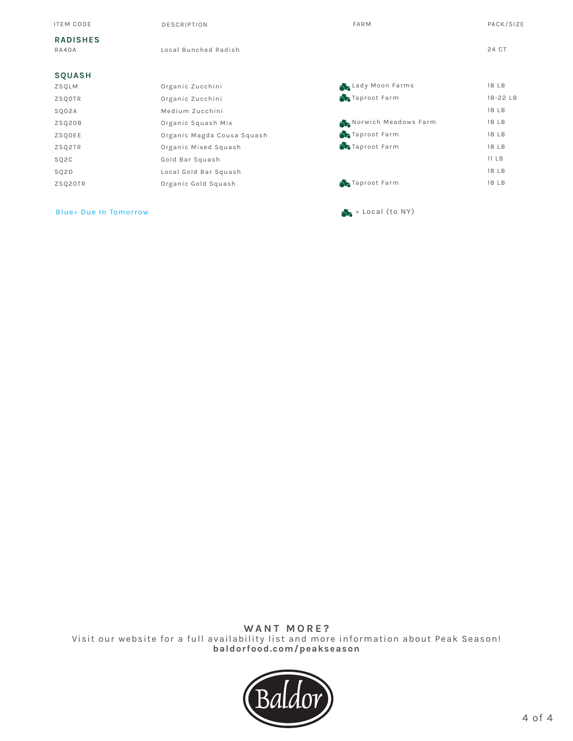| ITEM CODE | DESCRIPTION | FARM | PACK/SIZE |
|---|---|---|---|
| **RADISHES** | | | |
| RA40A | Local Bunched Radish | | 24 CT |
| **SQUASH** | | | |
| ZSQLM | Organic Zucchini | Lady Moon Farms | 18 LB |
| ZSQ0TR | Organic Zucchini | Taproot Farm | 18-22 LB |
| SQ02A | Medium Zucchini | | 18 LB |
| ZSQ20B | Organic Squash Mix | Norwich Meadows Farm | 18 LB |
| ZSQ0EE | Organic Magda Cousa Squash | Taproot Farm | 18 LB |
| ZSQ2TR | Organic Mixed Squash | Taproot Farm | 18 LB |
| SQ2C | Gold Bar Squash | | 11 LB |
| SQ2D | Local Gold Bar Squash | | 18 LB |
| ZSQ20TR | Organic Gold Squash | Taproot Farm | 18 LB |

Blue= Due In Tomorrow

= Local (to NY)

**WANT MORE?**

Visit our website for a full availability list and more information about Peak Season!

**baldorfood.com/peakseason**

Baldor